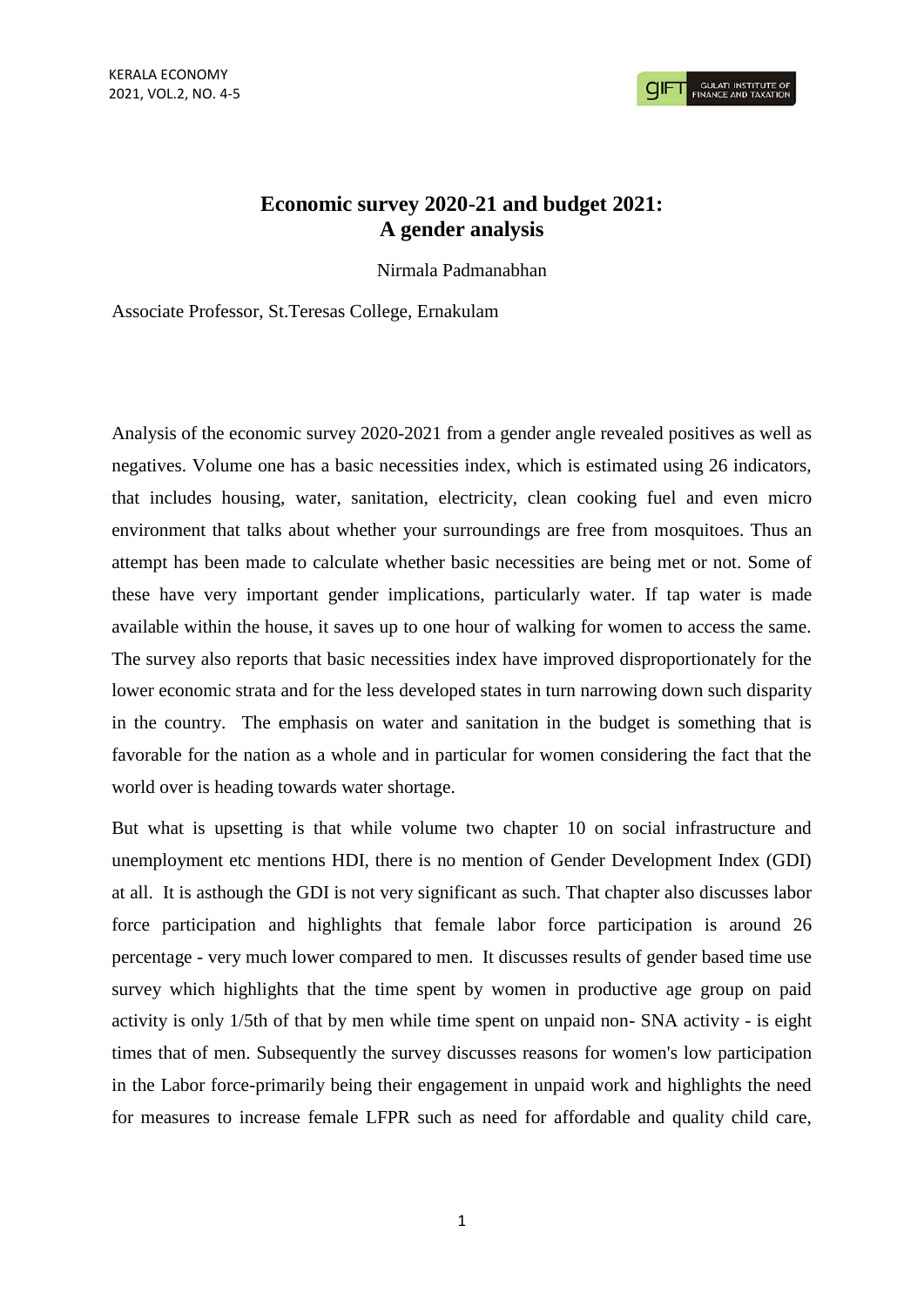# Economic survey 2020-21 and budget 2021: A gender analysis

Nirmala Padmanabhan

Associate Professor, St.Teresas College, Ernakulam

Analysis of the economic survey 2020-2021 from a gender angle revealed positives as well as negatives. Volume one has a basic necessities index, which is estimated using 26 indicators, that includes housing, water, sanitation, electricity, clean cooking fuel and even micro environment that talks about whether your surroundings are free from mosquitoes. Thus an attempt has been made to calculate whether basic necessities are being met or not. Some of these have very important gender implications, particularly water. If tap water is made available within the house, it saves up to one hour of walking for women to access the same. The survey also reports that basic necessities index have improved disproportionately for the lower economic strata and for the less developed states in turn narrowing down such disparity in the country. The emphasis on water and sanitation in the budget is something that is favorable for the nation as a whole and in particular for women considering the fact that the world over is heading towards water shortage.

But what is upsetting is that while volume two chapter 10 on social infrastructure and unemployment etc mentions HDI, there is no mention of Gender Development Index (GDI) at all. It is asthough the GDI is not very significant as such. That chapter also discusses labor force participation and highlights that female labor force participation is around 26 percentage - very much lower compared to men. It discusses results of gender based time use survey which highlights that the time spent by women in productive age group on paid activity is only 1/5th of that by men while time spent on unpaid non- SNA activity - is eight times that of men. Subsequently the survey discusses reasons for women's low participation in the Labor force-primarily being their engagement in unpaid work and highlights the need for measures to increase female LFPR such as need for affordable and quality child care,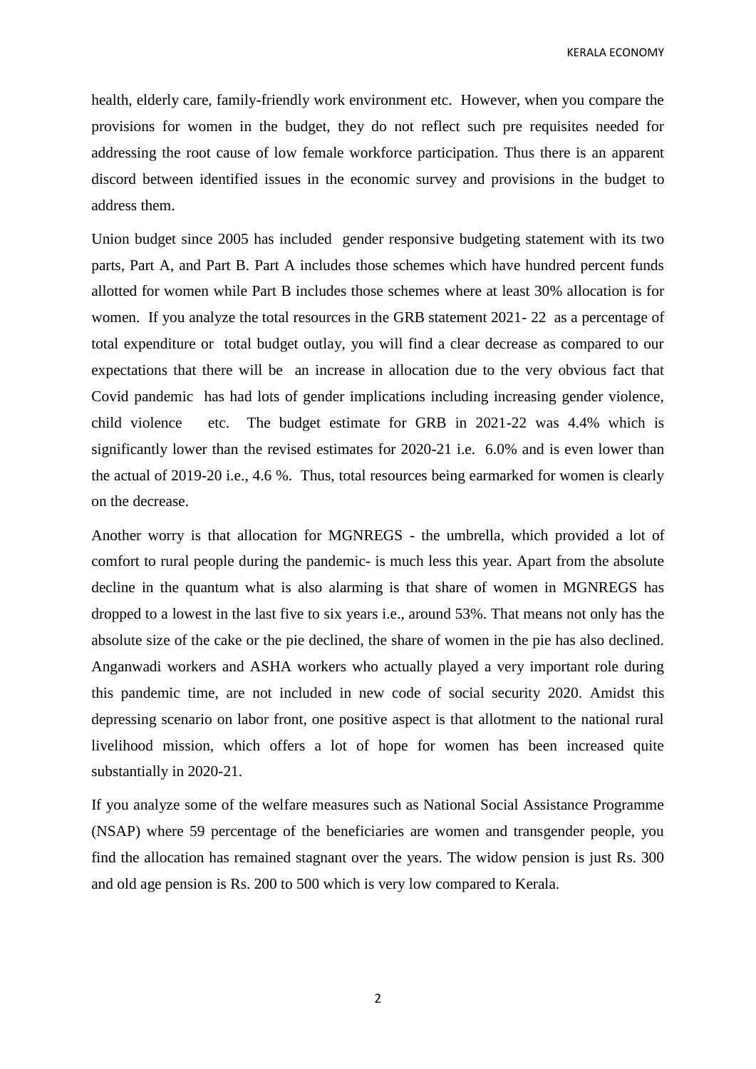health, elderly care, family-friendly work environment etc. However, when you compare the provisions for women in the budget, they do not reflect such pre requisites needed for addressing the root cause of low female workforce participation. Thus there is an apparent discord between identified issues in the economic survey and provisions in the budget to address them.

Union budget since 2005 has included gender responsive budgeting statement with its two parts, Part A, and Part B. Part A includes those schemes which have hundred percent funds allotted for women while Part B includes those schemes where at least 30% allocation is for women. If you analyze the total resources in the GRB statement 2021- 22 as a percentage of total expenditure or total budget outlay, you will find a clear decrease as compared to our expectations that there will be an increase in allocation due to the very obvious fact that Covid pandemic has had lots of gender implications including increasing gender violence, child violence etc. The budget estimate for GRB in 2021-22 was 4.4% which is significantly lower than the revised estimates for 2020-21 i.e. 6.0% and is even lower than the actual of 2019-20 i.e., 4.6 %. Thus, total resources being earmarked for women is clearly on the decrease.

Another worry is that allocation for MGNREGS - the umbrella, which provided a lot of comfort to rural people during the pandemic- is much less this year. Apart from the absolute decline in the quantum what is also alarming is that share of women in MGNREGS has dropped to a lowest in the last five to six years i.e., around 53%. That means not only has the absolute size of the cake or the pie declined, the share of women in the pie has also declined. Anganwadi workers and ASHA workers who actually played a very important role during this pandemic time, are not included in new code of social security 2020. Amidst this depressing scenario on labor front, one positive aspect is that allotment to the national rural livelihood mission, which offers a lot of hope for women has been increased quite substantially in 2020-21.

If you analyze some of the welfare measures such as National Social Assistance Programme (NSAP) where 59 percentage of the beneficiaries are women and transgender people, you find the allocation has remained stagnant over the years. The widow pension is just Rs. 300 and old age pension is Rs. 200 to 500 which is very low compared to Kerala.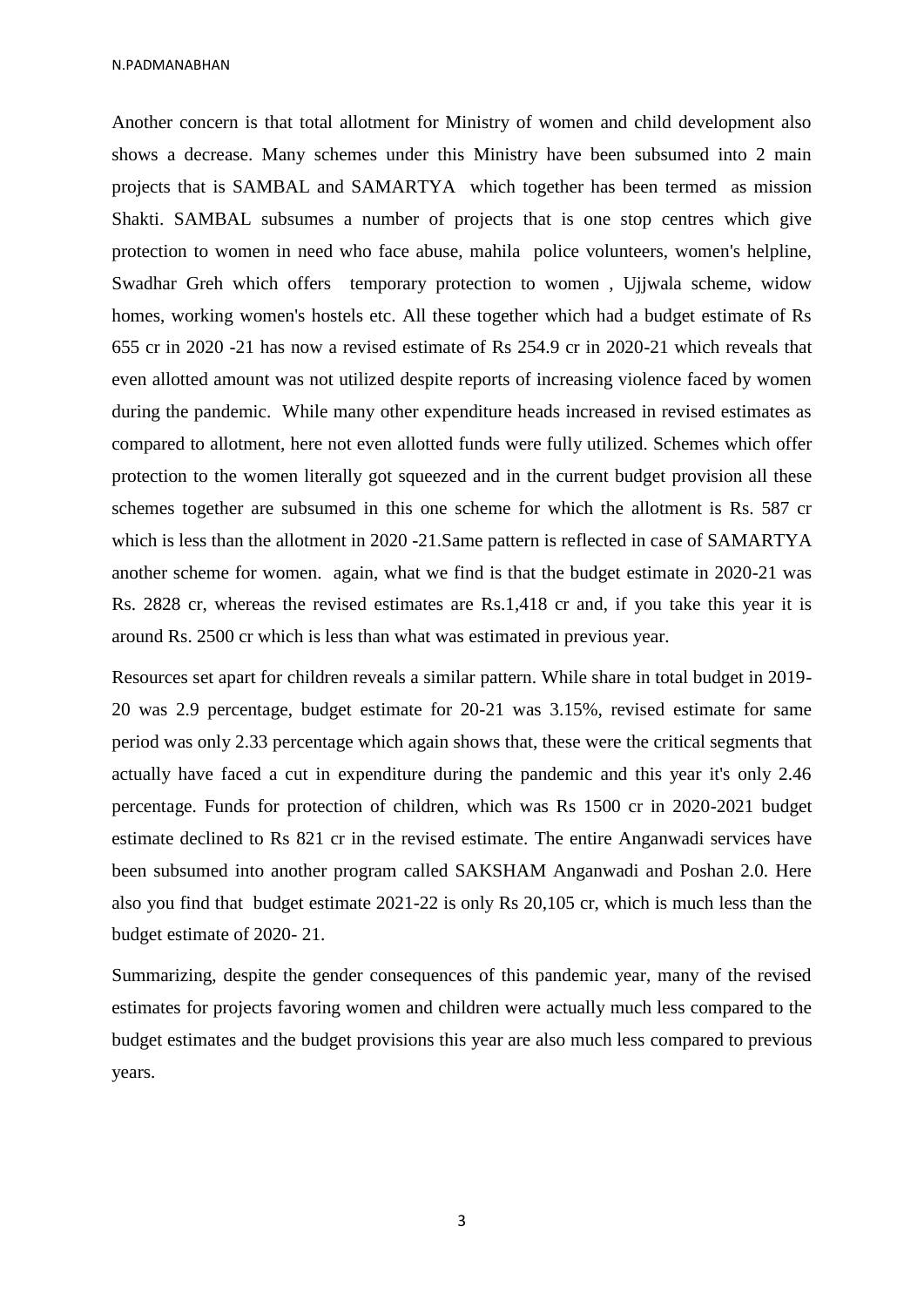Another concern is that total allotment for Ministry of women and child development also shows a decrease. Many schemes under this Ministry have been subsumed into 2 main projects that is SAMBAL and SAMARTYA which together has been termed as mission Shakti. SAMBAL subsumes a number of projects that is one stop centres which give protection to women in need who face abuse, mahila police volunteers, women's helpline, Swadhar Greh which offers temporary protection to women , Ujjwala scheme, widow homes, working women's hostels etc. All these together which had a budget estimate of Rs 655 cr in 2020 -21 has now a revised estimate of Rs 254.9 cr in 2020-21 which reveals that even allotted amount was not utilized despite reports of increasing violence faced by women during the pandemic. While many other expenditure heads increased in revised estimates as compared to allotment, here not even allotted funds were fully utilized. Schemes which offer protection to the women literally got squeezed and in the current budget provision all these schemes together are subsumed in this one scheme for which the allotment is Rs. 587 cr which is less than the allotment in 2020 -21.Same pattern is reflected in case of SAMARTYA another scheme for women. again, what we find is that the budget estimate in 2020-21 was Rs. 2828 cr, whereas the revised estimates are Rs.1,418 cr and, if you take this year it is around Rs. 2500 cr which is less than what was estimated in previous year.

Resources set apart for children reveals a similar pattern. While share in total budget in 2019-20 was 2.9 percentage, budget estimate for 20-21 was 3.15%, revised estimate for same period was only 2.33 percentage which again shows that, these were the critical segments that actually have faced a cut in expenditure during the pandemic and this year it's only 2.46 percentage. Funds for protection of children, which was Rs 1500 cr in 2020-2021 budget estimate declined to Rs 821 cr in the revised estimate. The entire Anganwadi services have been subsumed into another program called SAKSHAM Anganwadi and Poshan 2.0. Here also you find that budget estimate 2021-22 is only Rs 20,105 cr, which is much less than the budget estimate of 2020- 21.

Summarizing, despite the gender consequences of this pandemic year, many of the revised estimates for projects favoring women and children were actually much less compared to the budget estimates and the budget provisions this year are also much less compared to previous years.